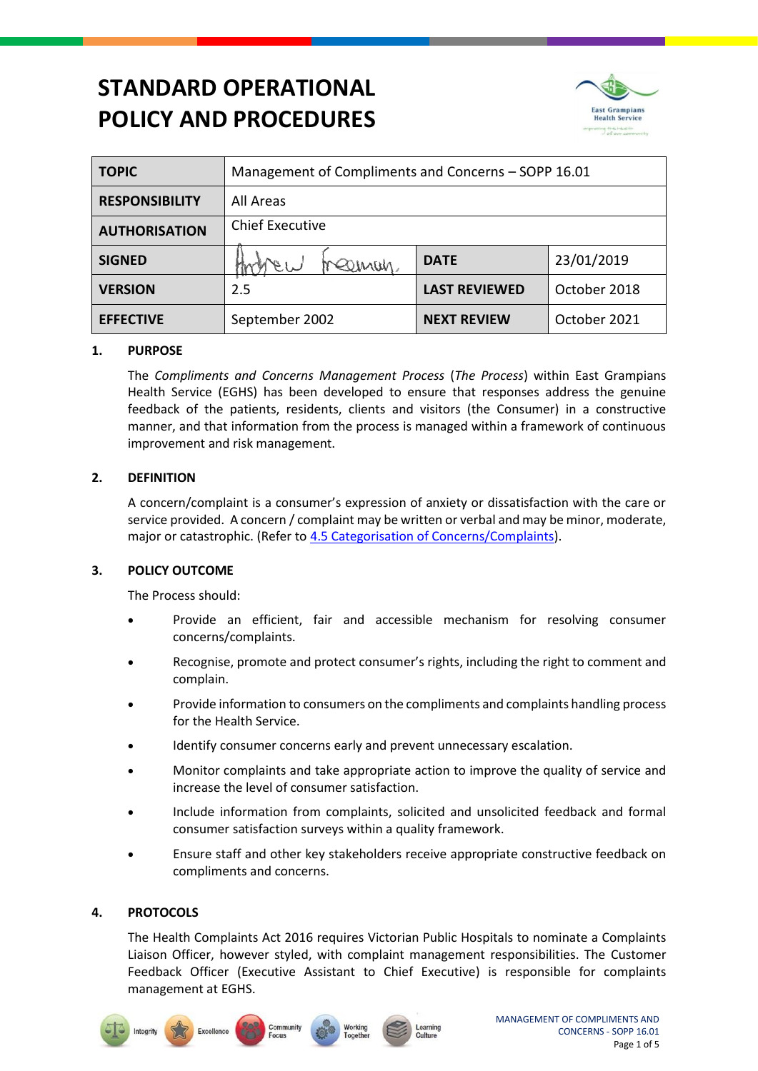# STANDARD OPERATIONAL POLICY AND PROCEDURES

| TOPIC | Management of Compliments and Concerns – SOPP 16.01 | | |
|---|---|---|---|
| RESPONSIBILITY | All Areas | | |
| AUTHORISATION | Chief Executive | | |
| SIGNED | Andrew Freeman | DATE | 23/01/2019 |
| VERSION | 2.5 | LAST REVIEWED | October 2018 |
| EFFECTIVE | September 2002 | NEXT REVIEW | October 2021 |

## 1. PURPOSE

The *Compliments and Concerns Management Process* (*The Process*) within East Grampians Health Service (EGHS) has been developed to ensure that responses address the genuine feedback of the patients, residents, clients and visitors (the Consumer) in a constructive manner, and that information from the process is managed within a framework of continuous improvement and risk management.

## 2. DEFINITION

A concern/complaint is a consumer's expression of anxiety or dissatisfaction with the care or service provided. A concern / complaint may be written or verbal and may be minor, moderate, major or catastrophic. (Refer to 4.5 Categorisation of Concerns/Complaints).

## 3. POLICY OUTCOME

The Process should:

- Provide an efficient, fair and accessible mechanism for resolving consumer concerns/complaints.
- Recognise, promote and protect consumer's rights, including the right to comment and complain.
- Provide information to consumers on the compliments and complaints handling process for the Health Service.
- Identify consumer concerns early and prevent unnecessary escalation.
- Monitor complaints and take appropriate action to improve the quality of service and increase the level of consumer satisfaction.
- Include information from complaints, solicited and unsolicited feedback and formal consumer satisfaction surveys within a quality framework.
- Ensure staff and other key stakeholders receive appropriate constructive feedback on compliments and concerns.

## 4. PROTOCOLS

The Health Complaints Act 2016 requires Victorian Public Hospitals to nominate a Complaints Liaison Officer, however styled, with complaint management responsibilities. The Customer Feedback Officer (Executive Assistant to Chief Executive) is responsible for complaints management at EGHS.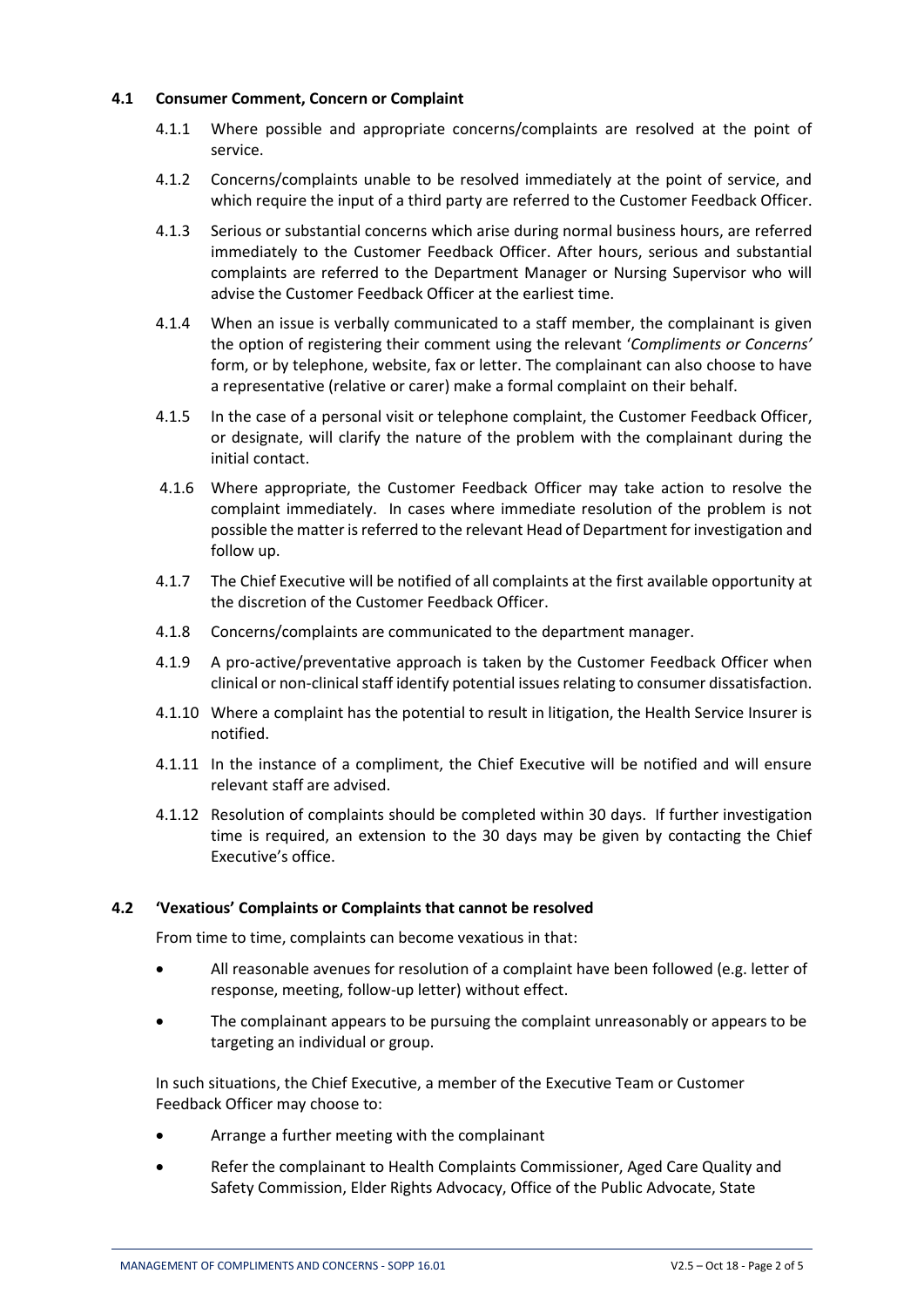### 4.1 Consumer Comment, Concern or Complaint

4.1.1 Where possible and appropriate concerns/complaints are resolved at the point of service.

4.1.2 Concerns/complaints unable to be resolved immediately at the point of service, and which require the input of a third party are referred to the Customer Feedback Officer.

4.1.3 Serious or substantial concerns which arise during normal business hours, are referred immediately to the Customer Feedback Officer. After hours, serious and substantial complaints are referred to the Department Manager or Nursing Supervisor who will advise the Customer Feedback Officer at the earliest time.

4.1.4 When an issue is verbally communicated to a staff member, the complainant is given the option of registering their comment using the relevant '*Compliments or Concerns'* form, or by telephone, website, fax or letter. The complainant can also choose to have a representative (relative or carer) make a formal complaint on their behalf.

4.1.5 In the case of a personal visit or telephone complaint, the Customer Feedback Officer, or designate, will clarify the nature of the problem with the complainant during the initial contact.

4.1.6 Where appropriate, the Customer Feedback Officer may take action to resolve the complaint immediately. In cases where immediate resolution of the problem is not possible the matter is referred to the relevant Head of Department for investigation and follow up.

4.1.7 The Chief Executive will be notified of all complaints at the first available opportunity at the discretion of the Customer Feedback Officer.

4.1.8 Concerns/complaints are communicated to the department manager.

4.1.9 A pro-active/preventative approach is taken by the Customer Feedback Officer when clinical or non-clinical staff identify potential issues relating to consumer dissatisfaction.

4.1.10 Where a complaint has the potential to result in litigation, the Health Service Insurer is notified.

4.1.11 In the instance of a compliment, the Chief Executive will be notified and will ensure relevant staff are advised.

4.1.12 Resolution of complaints should be completed within 30 days. If further investigation time is required, an extension to the 30 days may be given by contacting the Chief Executive's office.

### 4.2 'Vexatious' Complaints or Complaints that cannot be resolved

From time to time, complaints can become vexatious in that:

- All reasonable avenues for resolution of a complaint have been followed (e.g. letter of response, meeting, follow-up letter) without effect.
- The complainant appears to be pursuing the complaint unreasonably or appears to be targeting an individual or group.

In such situations, the Chief Executive, a member of the Executive Team or Customer Feedback Officer may choose to:

- Arrange a further meeting with the complainant
- Refer the complainant to Health Complaints Commissioner, Aged Care Quality and Safety Commission, Elder Rights Advocacy, Office of the Public Advocate, State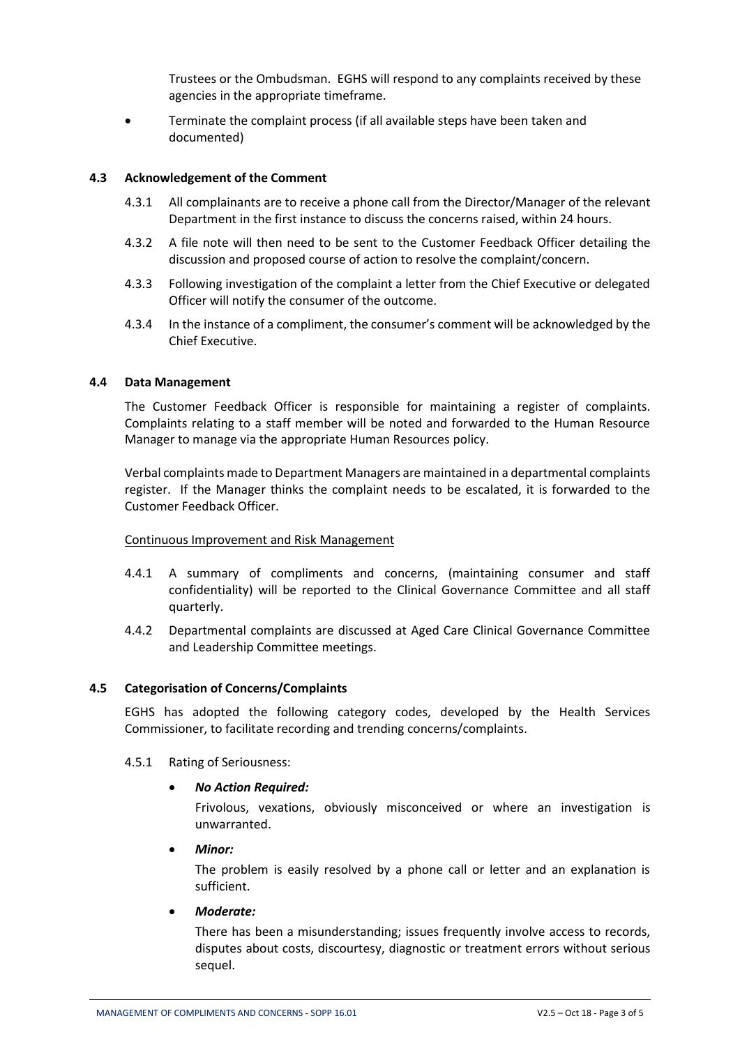Trustees or the Ombudsman. EGHS will respond to any complaints received by these agencies in the appropriate timeframe.

- Terminate the complaint process (if all available steps have been taken and documented)

### 4.3 Acknowledgement of the Comment

4.3.1 All complainants are to receive a phone call from the Director/Manager of the relevant Department in the first instance to discuss the concerns raised, within 24 hours.

4.3.2 A file note will then need to be sent to the Customer Feedback Officer detailing the discussion and proposed course of action to resolve the complaint/concern.

4.3.3 Following investigation of the complaint a letter from the Chief Executive or delegated Officer will notify the consumer of the outcome.

4.3.4 In the instance of a compliment, the consumer's comment will be acknowledged by the Chief Executive.

### 4.4 Data Management

The Customer Feedback Officer is responsible for maintaining a register of complaints. Complaints relating to a staff member will be noted and forwarded to the Human Resource Manager to manage via the appropriate Human Resources policy.

Verbal complaints made to Department Managers are maintained in a departmental complaints register. If the Manager thinks the complaint needs to be escalated, it is forwarded to the Customer Feedback Officer.

Continuous Improvement and Risk Management

4.4.1 A summary of compliments and concerns, (maintaining consumer and staff confidentiality) will be reported to the Clinical Governance Committee and all staff quarterly.

4.4.2 Departmental complaints are discussed at Aged Care Clinical Governance Committee and Leadership Committee meetings.

### 4.5 Categorisation of Concerns/Complaints

EGHS has adopted the following category codes, developed by the Health Services Commissioner, to facilitate recording and trending concerns/complaints.

4.5.1 Rating of Seriousness:

- ***No Action Required:***

  Frivolous, vexations, obviously misconceived or where an investigation is unwarranted.

- ***Minor:***

  The problem is easily resolved by a phone call or letter and an explanation is sufficient.

- ***Moderate:***

  There has been a misunderstanding; issues frequently involve access to records, disputes about costs, discourtesy, diagnostic or treatment errors without serious sequel.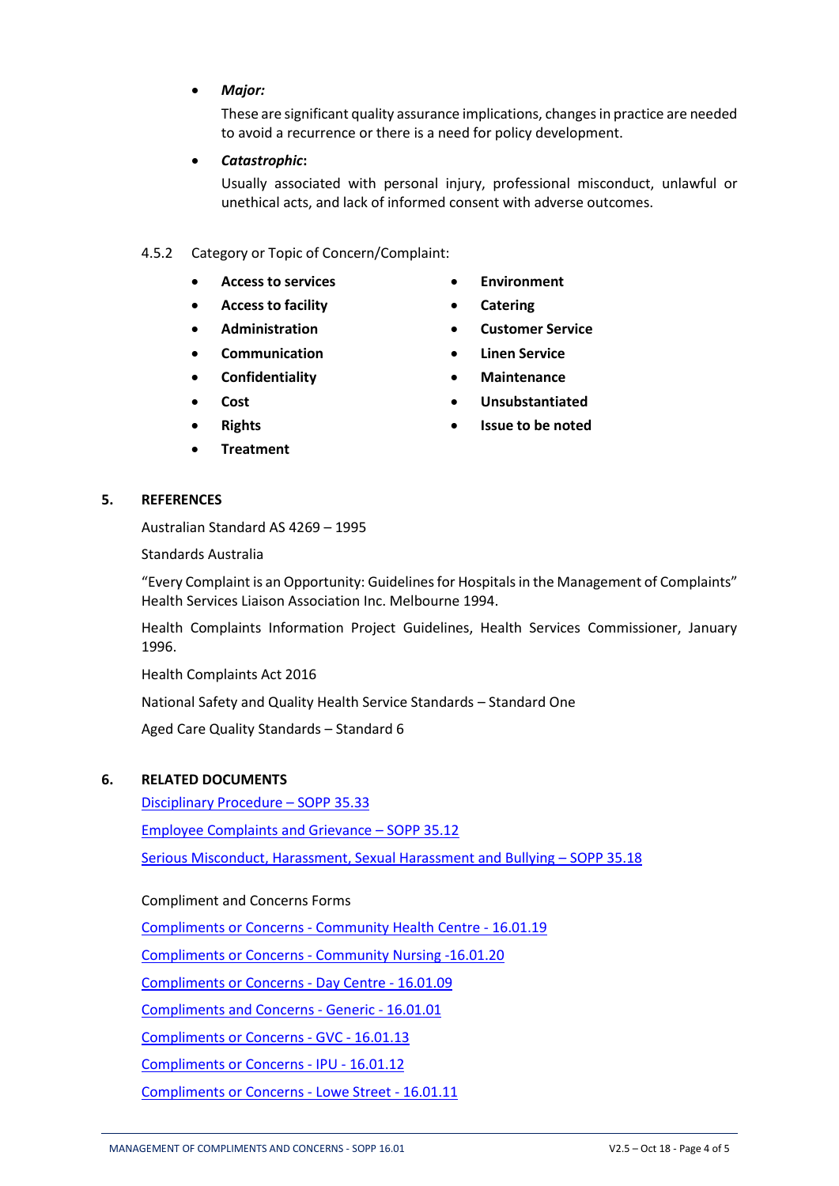- ***Major:***

  These are significant quality assurance implications, changes in practice are needed to avoid a recurrence or there is a need for policy development.

- ***Catastrophic*:**

  Usually associated with personal injury, professional misconduct, unlawful or unethical acts, and lack of informed consent with adverse outcomes.

4.5.2 Category or Topic of Concern/Complaint:

- **Access to services**
- **Access to facility**
- **Administration**
- **Communication**
- **Confidentiality**
- **Cost**
- **Rights**
- **Treatment**
- **Environment**
- **Catering**
- **Customer Service**
- **Linen Service**
- **Maintenance**
- **Unsubstantiated**
- **Issue to be noted**

## 5. REFERENCES

Australian Standard AS 4269 – 1995

Standards Australia

"Every Complaint is an Opportunity: Guidelines for Hospitals in the Management of Complaints" Health Services Liaison Association Inc. Melbourne 1994.

Health Complaints Information Project Guidelines, Health Services Commissioner, January 1996.

Health Complaints Act 2016

National Safety and Quality Health Service Standards – Standard One

Aged Care Quality Standards – Standard 6

## 6. RELATED DOCUMENTS

Disciplinary Procedure – SOPP 35.33

Employee Complaints and Grievance – SOPP 35.12

Serious Misconduct, Harassment, Sexual Harassment and Bullying – SOPP 35.18

Compliment and Concerns Forms

Compliments or Concerns - Community Health Centre - 16.01.19

Compliments or Concerns - Community Nursing -16.01.20

Compliments or Concerns - Day Centre - 16.01.09

Compliments and Concerns - Generic - 16.01.01

Compliments or Concerns - GVC - 16.01.13

Compliments or Concerns - IPU - 16.01.12

Compliments or Concerns - Lowe Street - 16.01.11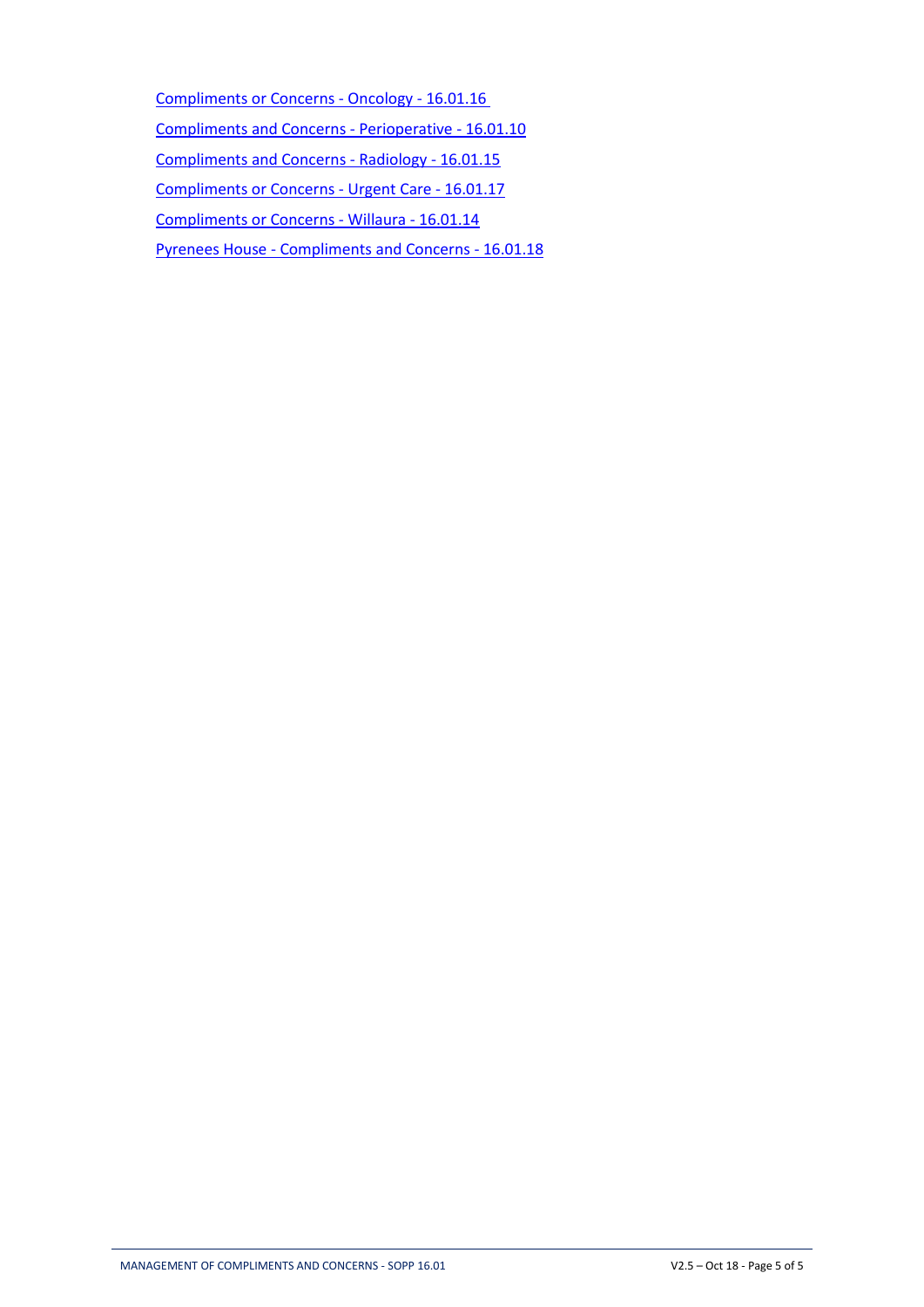Compliments or Concerns - Oncology - 16.01.16

Compliments and Concerns - Perioperative - 16.01.10

Compliments and Concerns - Radiology - 16.01.15

Compliments or Concerns - Urgent Care - 16.01.17

Compliments or Concerns - Willaura - 16.01.14

Pyrenees House - Compliments and Concerns - 16.01.18